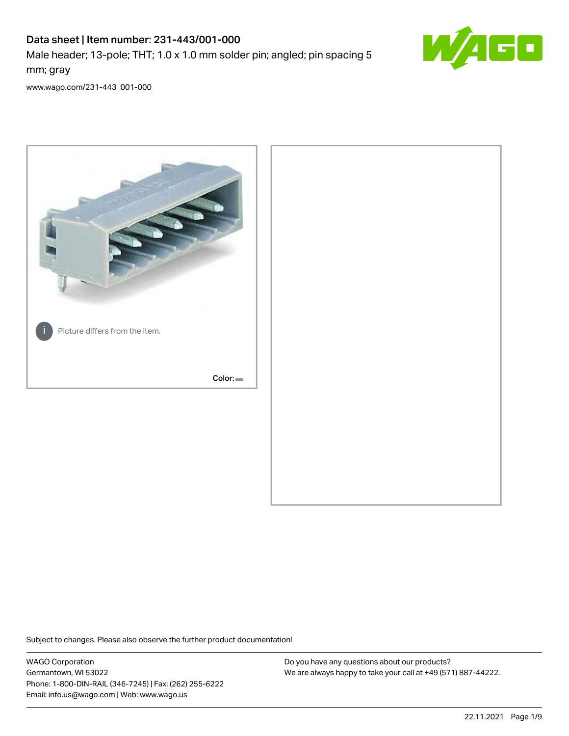# Data sheet | Item number: 231-443/001-000

Male header; 13-pole; THT; 1.0 x 1.0 mm solder pin; angled; pin spacing 5 mm; gray

www.wago.com/231-443_001-000

Picture differs from the item.

Color:

Subject to changes. Please also observe the further product documentation!

WAGO Corporation
Germantown, WI 53022
Phone: 1-800-DIN-RAIL (346-7245) | Fax: (262) 255-6222
Email: info.us@wago.com | Web: www.wago.us

Do you have any questions about our products?
We are always happy to take your call at +49 (571) 887-44222.

22.11.2021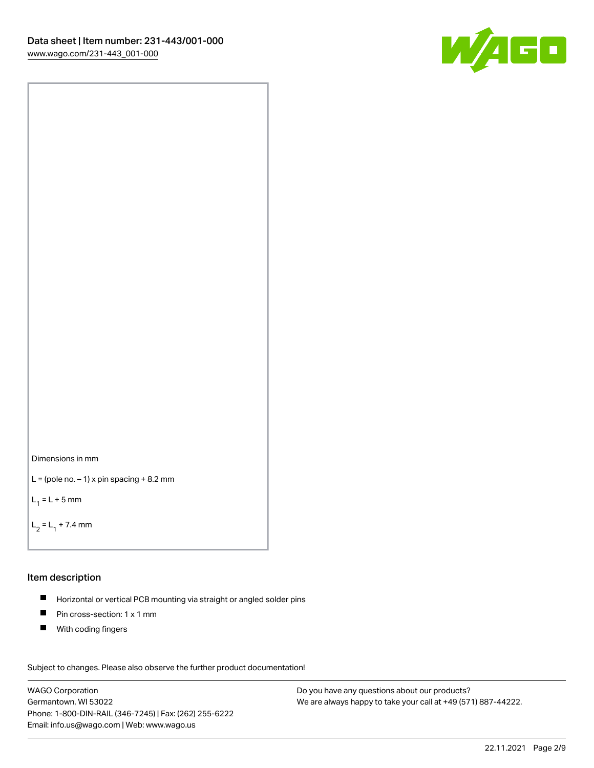Dimensions in mm

L = (pole no. – 1) x pin spacing + 8.2 mm

$L_1$ = L + 5 mm

$L_2$ = $L_1$ + 7.4 mm

## Item description

- Horizontal or vertical PCB mounting via straight or angled solder pins
- Pin cross-section: 1 x 1 mm
- With coding fingers

Subject to changes. Please also observe the further product documentation!

WAGO Corporation
Germantown, WI 53022
Phone: 1-800-DIN-RAIL (346-7245) | Fax: (262) 255-6222
Email: info.us@wago.com | Web: www.wago.us

Do you have any questions about our products?
We are always happy to take your call at +49 (571) 887-44222.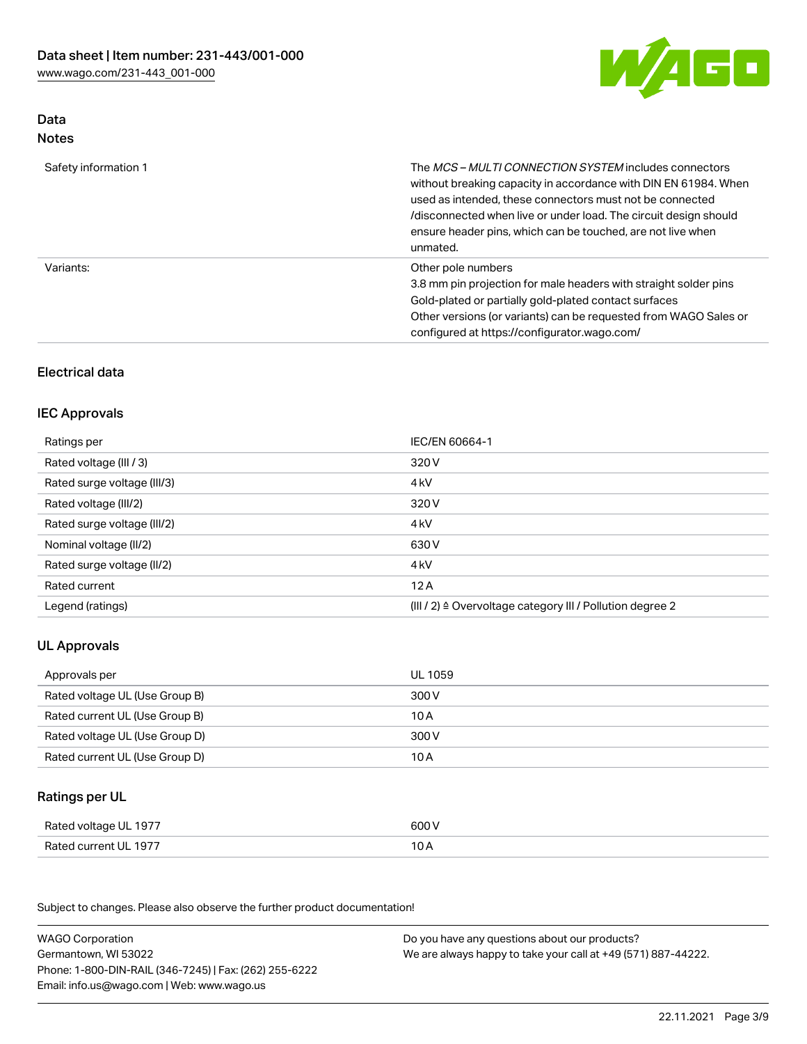## Data

### Notes

| | |
|---|---|
| Safety information 1 | The *MCS – MULTI CONNECTION SYSTEM* includes connectors without breaking capacity in accordance with DIN EN 61984. When used as intended, these connectors must not be connected /disconnected when live or under load. The circuit design should ensure header pins, which can be touched, are not live when unmated. |
| Variants: | Other pole numbers<br>3.8 mm pin projection for male headers with straight solder pins<br>Gold-plated or partially gold-plated contact surfaces<br>Other versions (or variants) can be requested from WAGO Sales or configured at https://configurator.wago.com/ |

## Electrical data

### IEC Approvals

| | |
|---|---|
| Ratings per | IEC/EN 60664-1 |
| Rated voltage (III / 3) | 320 V |
| Rated surge voltage (III/3) | 4 kV |
| Rated voltage (III/2) | 320 V |
| Rated surge voltage (III/2) | 4 kV |
| Nominal voltage (II/2) | 630 V |
| Rated surge voltage (II/2) | 4 kV |
| Rated current | 12 A |
| Legend (ratings) | (III / 2) ≙ Overvoltage category III / Pollution degree 2 |

### UL Approvals

| | |
|---|---|
| Approvals per | UL 1059 |
| Rated voltage UL (Use Group B) | 300 V |
| Rated current UL (Use Group B) | 10 A |
| Rated voltage UL (Use Group D) | 300 V |
| Rated current UL (Use Group D) | 10 A |

### Ratings per UL

| | |
|---|---|
| Rated voltage UL 1977 | 600 V |
| Rated current UL 1977 | 10 A |

Subject to changes. Please also observe the further product documentation!

WAGO Corporation
Germantown, WI 53022
Phone: 1-800-DIN-RAIL (346-7245) | Fax: (262) 255-6222
Email: info.us@wago.com | Web: www.wago.us

Do you have any questions about our products?
We are always happy to take your call at +49 (571) 887-44222.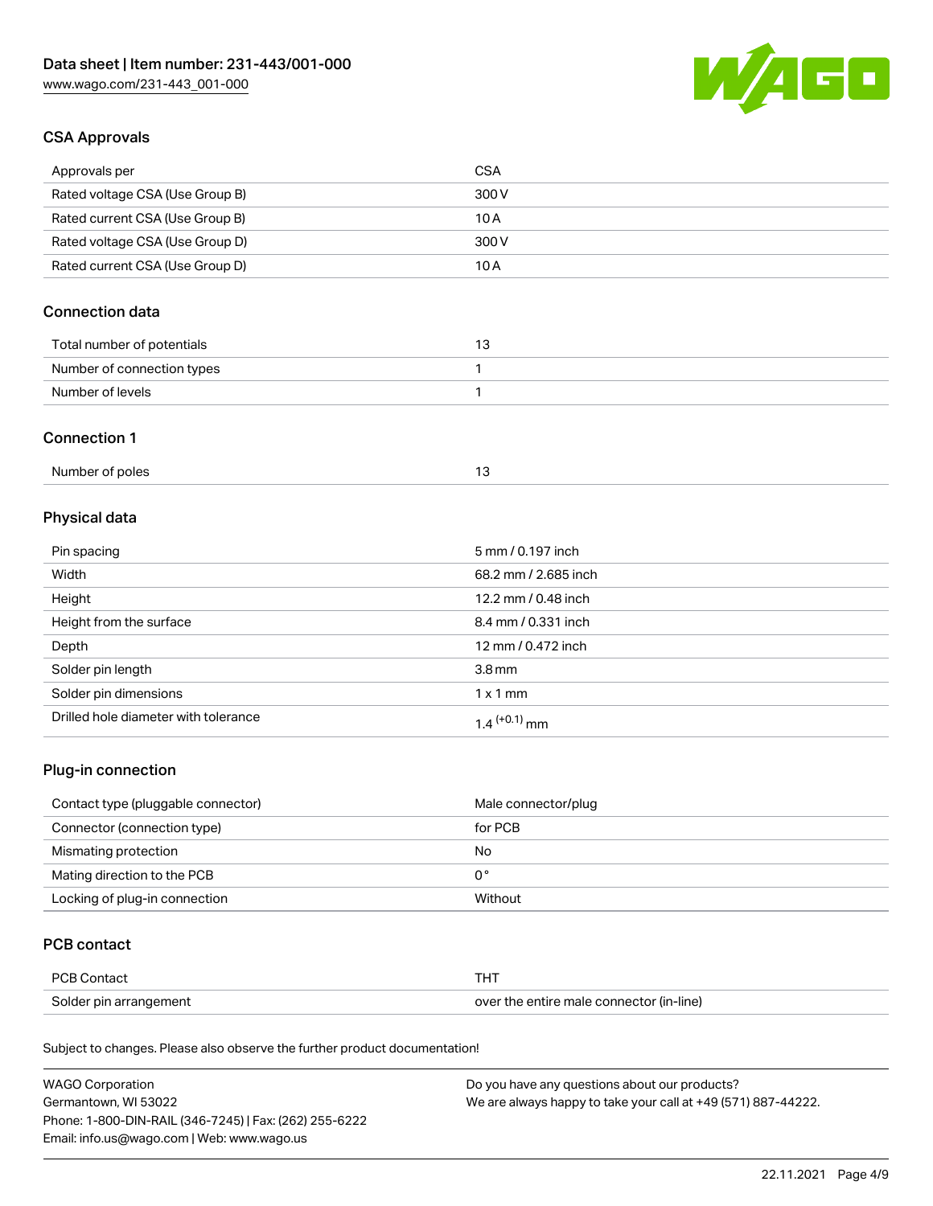## CSA Approvals

| Approvals per | CSA |
| --- | --- |
| Rated voltage CSA (Use Group B) | 300 V |
| Rated current CSA (Use Group B) | 10 A |
| Rated voltage CSA (Use Group D) | 300 V |
| Rated current CSA (Use Group D) | 10 A |

## Connection data

| Total number of potentials | 13 |
| --- | --- |
| Number of connection types | 1 |
| Number of levels | 1 |

## Connection 1

| Number of poles | 13 |
| --- | --- |

## Physical data

| Pin spacing | 5 mm / 0.197 inch |
| --- | --- |
| Width | 68.2 mm / 2.685 inch |
| Height | 12.2 mm / 0.48 inch |
| Height from the surface | 8.4 mm / 0.331 inch |
| Depth | 12 mm / 0.472 inch |
| Solder pin length | 3.8 mm |
| Solder pin dimensions | 1 x 1 mm |
| Drilled hole diameter with tolerance | $1.4^{(+0.1)}$ mm |

## Plug-in connection

| Contact type (pluggable connector) | Male connector/plug |
| --- | --- |
| Connector (connection type) | for PCB |
| Mismating protection | No |
| Mating direction to the PCB | 0 ° |
| Locking of plug-in connection | Without |

## PCB contact

| PCB Contact | THT |
| --- | --- |
| Solder pin arrangement | over the entire male connector (in-line) |

Subject to changes. Please also observe the further product documentation!

WAGO Corporation
Germantown, WI 53022
Phone: 1-800-DIN-RAIL (346-7245) | Fax: (262) 255-6222
Email: info.us@wago.com | Web: www.wago.us

Do you have any questions about our products?
We are always happy to take your call at +49 (571) 887-44222.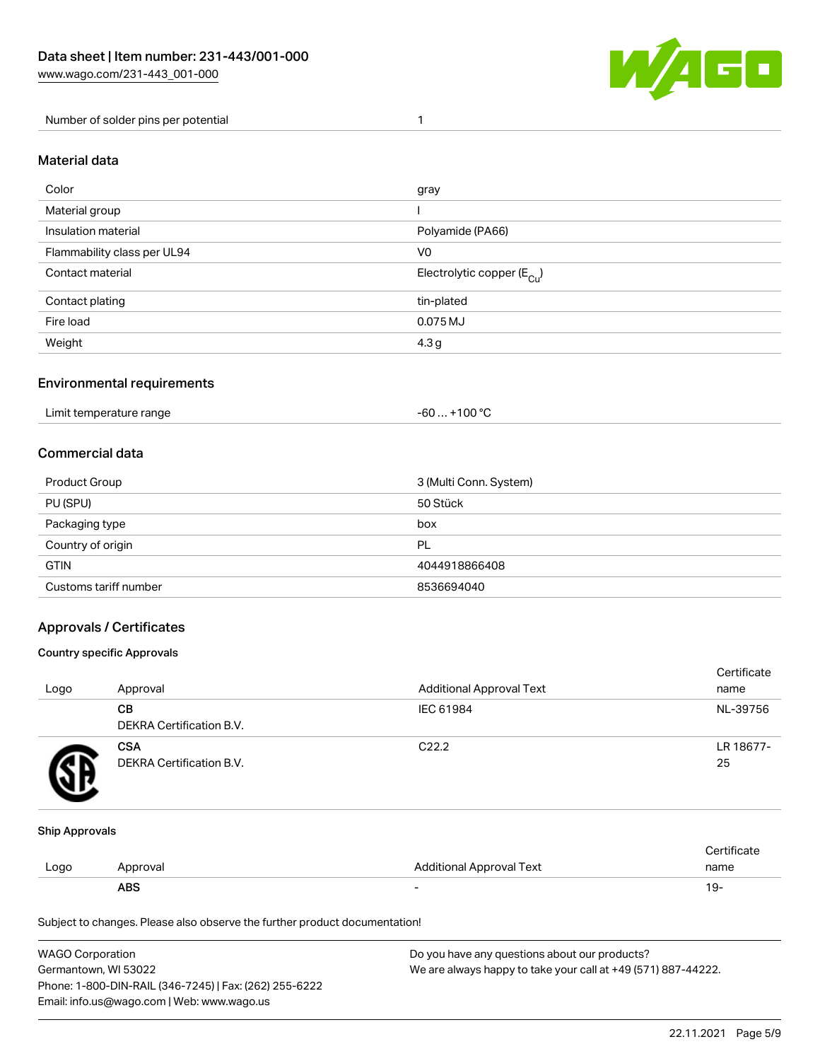| Number of solder pins per potential | 1 |
| --- | --- |

## Material data

| Color | gray |
| --- | --- |
| Material group | I |
| Insulation material | Polyamide (PA66) |
| Flammability class per UL94 | V0 |
| Contact material | Electrolytic copper ($E_{Cu}$) |
| Contact plating | tin-plated |
| Fire load | 0.075 MJ |
| Weight | 4.3 g |

## Environmental requirements

| Limit temperature range | -60 … +100 °C |
| --- | --- |

## Commercial data

| Product Group | 3 (Multi Conn. System) |
| --- | --- |
| PU (SPU) | 50 Stück |
| Packaging type | box |
| Country of origin | PL |
| GTIN | 4044918866408 |
| Customs tariff number | 8536694040 |

## Approvals / Certificates

### Country specific Approvals

| Logo | Approval | Additional Approval Text | Certificate name |
| --- | --- | --- | --- |
| | **CB** DEKRA Certification B.V. | IEC 61984 | NL-39756 |
| | **CSA** DEKRA Certification B.V. | C22.2 | LR 18677-25 |

### Ship Approvals

| Logo | Approval | Additional Approval Text | Certificate name |
| --- | --- | --- | --- |
| | **ABS** | - | 19- |

Subject to changes. Please also observe the further product documentation!

WAGO Corporation
Germantown, WI 53022
Phone: 1-800-DIN-RAIL (346-7245) | Fax: (262) 255-6222
Email: info.us@wago.com | Web: www.wago.us

Do you have any questions about our products?
We are always happy to take your call at +49 (571) 887-44222.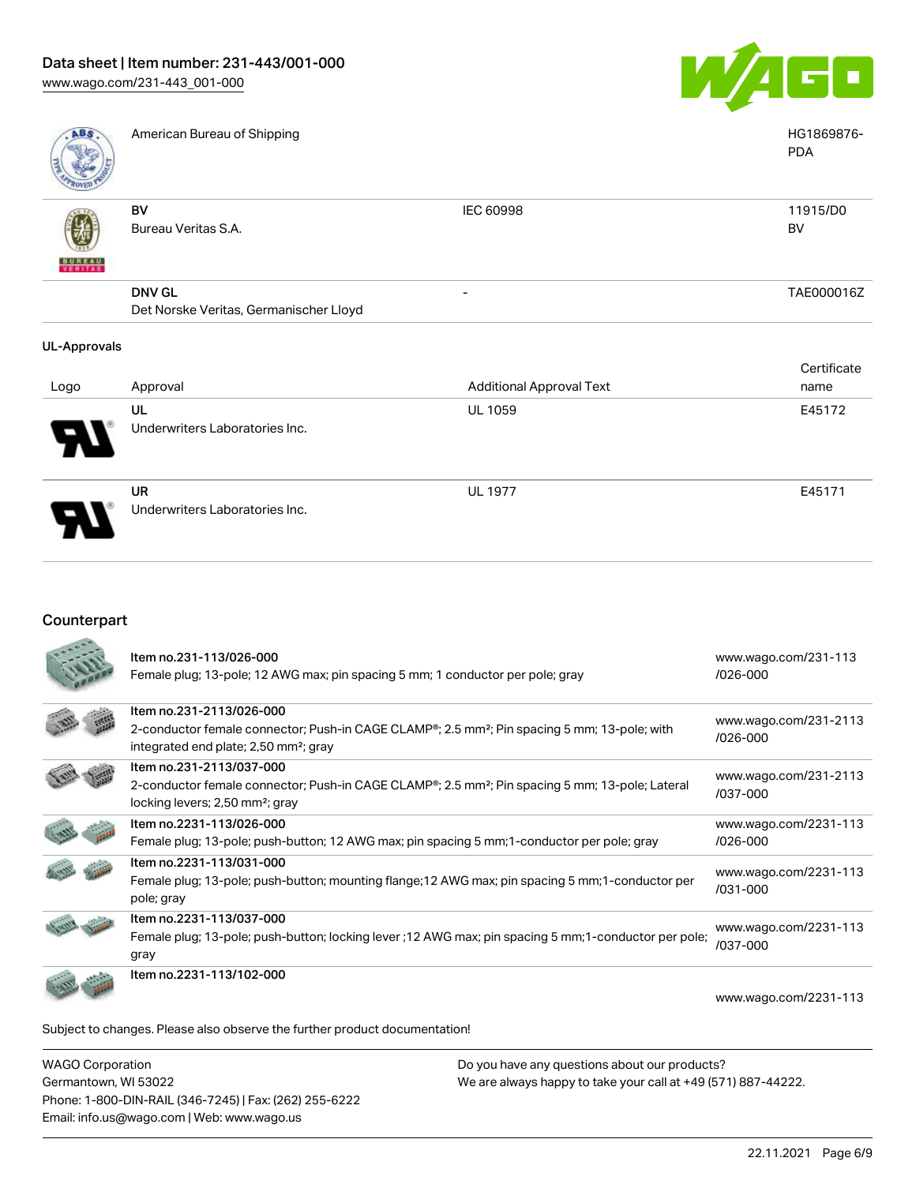| | | | |
|---|---|---|---|
| | American Bureau of Shipping | | HG1869876-PDA |
| | BV<br>Bureau Veritas S.A. | IEC 60998 | 11915/D0<br>BV |
| | DNV GL<br>Det Norske Veritas, Germanischer Lloyd | - | TAE000016Z |

### UL-Approvals

| Logo | Approval | Additional Approval Text | Certificate name |
|---|---|---|---|
| | UL<br>Underwriters Laboratories Inc. | UL 1059 | E45172 |
| | UR<br>Underwriters Laboratories Inc. | UL 1977 | E45171 |

## Counterpart

| | | |
|---|---|---|
| | Item no.231-113/026-000<br>Female plug; 13-pole; 12 AWG max; pin spacing 5 mm; 1 conductor per pole; gray | www.wago.com/231-113/026-000 |
| | Item no.231-2113/026-000<br>2-conductor female connector; Push-in CAGE CLAMP®; 2.5 mm²; Pin spacing 5 mm; 13-pole; with integrated end plate; 2,50 mm²; gray | www.wago.com/231-2113/026-000 |
| | Item no.231-2113/037-000<br>2-conductor female connector; Push-in CAGE CLAMP®; 2.5 mm²; Pin spacing 5 mm; 13-pole; Lateral locking levers; 2,50 mm²; gray | www.wago.com/231-2113/037-000 |
| | Item no.2231-113/026-000<br>Female plug; 13-pole; push-button; 12 AWG max; pin spacing 5 mm;1-conductor per pole; gray | www.wago.com/2231-113/026-000 |
| | Item no.2231-113/031-000<br>Female plug; 13-pole; push-button; mounting flange;12 AWG max; pin spacing 5 mm;1-conductor per pole; gray | www.wago.com/2231-113/031-000 |
| | Item no.2231-113/037-000<br>Female plug; 13-pole; push-button; locking lever ;12 AWG max; pin spacing 5 mm;1-conductor per pole; gray | www.wago.com/2231-113/037-000 |
| | Item no.2231-113/102-000 | www.wago.com/2231-113 |

Subject to changes. Please also observe the further product documentation!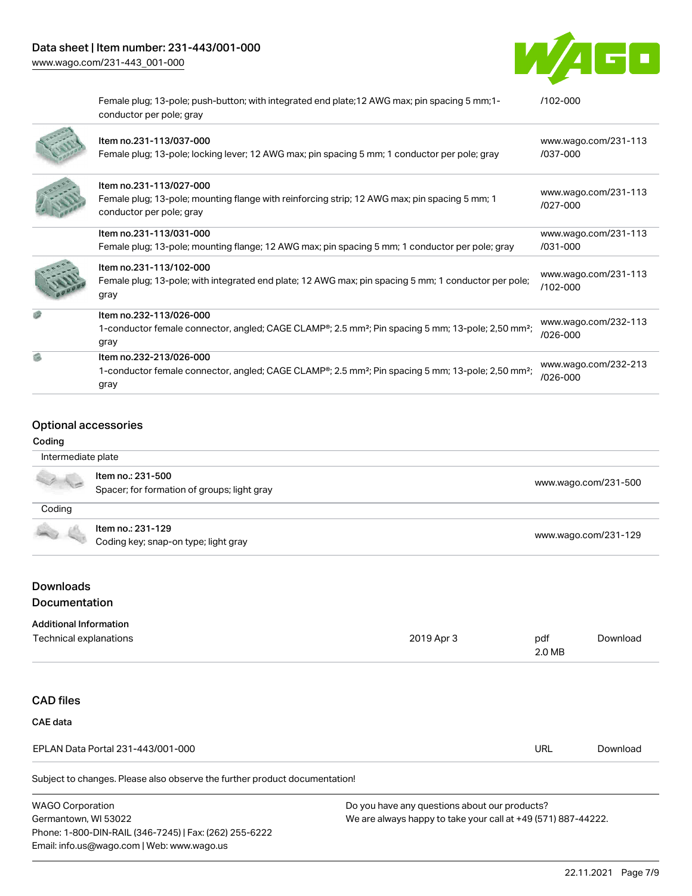| | | |
|---|---|---|
| | Female plug; 13-pole; push-button; with integrated end plate;12 AWG max; pin spacing 5 mm;1-conductor per pole; gray | /102-000 |
| | Item no.231-113/037-000<br>Female plug; 13-pole; locking lever; 12 AWG max; pin spacing 5 mm; 1 conductor per pole; gray | www.wago.com/231-113/037-000 |
| | Item no.231-113/027-000<br>Female plug; 13-pole; mounting flange with reinforcing strip; 12 AWG max; pin spacing 5 mm; 1 conductor per pole; gray | www.wago.com/231-113/027-000 |
| | Item no.231-113/031-000<br>Female plug; 13-pole; mounting flange; 12 AWG max; pin spacing 5 mm; 1 conductor per pole; gray | www.wago.com/231-113/031-000 |
| | Item no.231-113/102-000<br>Female plug; 13-pole; with integrated end plate; 12 AWG max; pin spacing 5 mm; 1 conductor per pole; gray | www.wago.com/231-113/102-000 |
| | Item no.232-113/026-000<br>1-conductor female connector, angled; CAGE CLAMP®; 2.5 mm²; Pin spacing 5 mm; 13-pole; 2,50 mm²; gray | www.wago.com/232-113/026-000 |
| | Item no.232-213/026-000<br>1-conductor female connector, angled; CAGE CLAMP®; 2.5 mm²; Pin spacing 5 mm; 13-pole; 2,50 mm²; gray | www.wago.com/232-213/026-000 |

## Optional accessories

### Coding

| Intermediate plate | | |
|---|---|---|
| | Item no.: 231-500<br>Spacer; for formation of groups; light gray | www.wago.com/231-500 |

| Coding | | |
|---|---|---|
| | Item no.: 231-129<br>Coding key; snap-on type; light gray | www.wago.com/231-129 |

## Downloads
## Documentation

### Additional Information

| | | | |
|---|---|---|---|
| Technical explanations | 2019 Apr 3 | pdf<br>2.0 MB | Download |

## CAD files

### CAE data

| | | |
|---|---|---|
| EPLAN Data Portal 231-443/001-000 | URL | Download |

Subject to changes. Please also observe the further product documentation!

WAGO Corporation
Germantown, WI 53022
Phone: 1-800-DIN-RAIL (346-7245) | Fax: (262) 255-6222
Email: info.us@wago.com | Web: www.wago.us

Do you have any questions about our products?
We are always happy to take your call at +49 (571) 887-44222.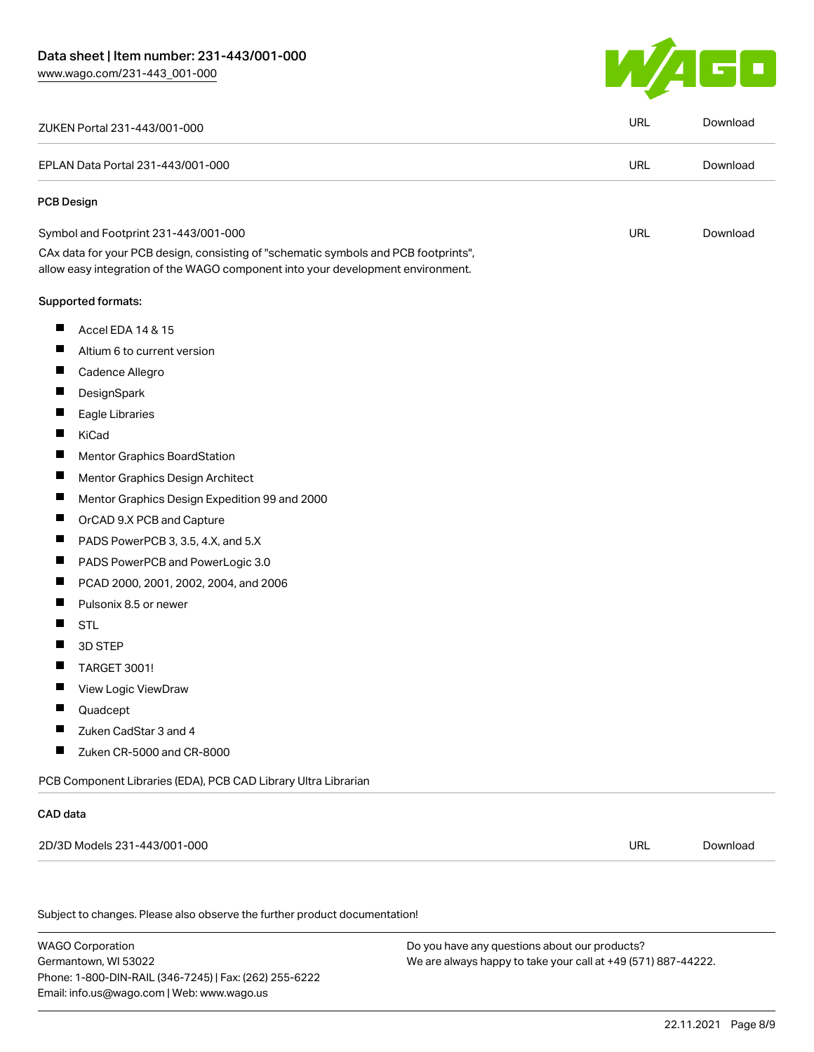| | | |
|---|---|---|
| ZUKEN Portal 231-443/001-000 | URL | Download |
| EPLAN Data Portal 231-443/001-000 | URL | Download |

### PCB Design

| | | |
|---|---|---|
| Symbol and Footprint 231-443/001-000 | URL | Download |

CAx data for your PCB design, consisting of "schematic symbols and PCB footprints", allow easy integration of the WAGO component into your development environment.

Supported formats:

- Accel EDA 14 & 15
- Altium 6 to current version
- Cadence Allegro
- DesignSpark
- Eagle Libraries
- KiCad
- Mentor Graphics BoardStation
- Mentor Graphics Design Architect
- Mentor Graphics Design Expedition 99 and 2000
- OrCAD 9.X PCB and Capture
- PADS PowerPCB 3, 3.5, 4.X, and 5.X
- PADS PowerPCB and PowerLogic 3.0
- PCAD 2000, 2001, 2002, 2004, and 2006
- Pulsonix 8.5 or newer
- STL
- 3D STEP
- TARGET 3001!
- View Logic ViewDraw
- Quadcept
- Zuken CadStar 3 and 4
- Zuken CR-5000 and CR-8000

PCB Component Libraries (EDA), PCB CAD Library Ultra Librarian

### CAD data

| | | |
|---|---|---|
| 2D/3D Models 231-443/001-000 | URL | Download |

Subject to changes. Please also observe the further product documentation!

WAGO Corporation
Germantown, WI 53022
Phone: 1-800-DIN-RAIL (346-7245) | Fax: (262) 255-6222
Email: info.us@wago.com | Web: www.wago.us

Do you have any questions about our products?
We are always happy to take your call at +49 (571) 887-44222.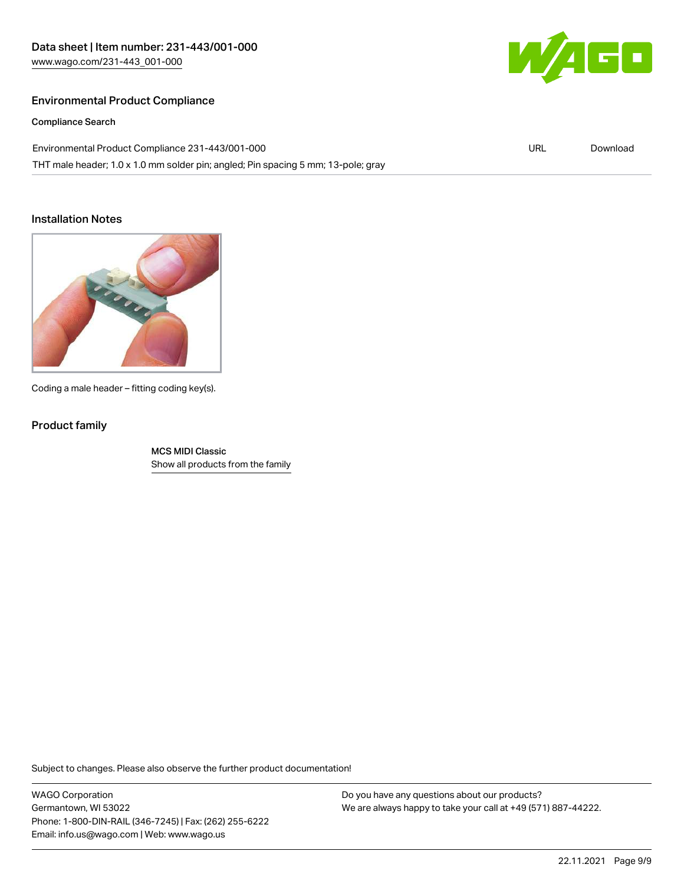## Environmental Product Compliance

### Compliance Search

| | | |
|---|---|---|
| Environmental Product Compliance 231-443/001-000<br>THT male header; 1.0 x 1.0 mm solder pin; angled; Pin spacing 5 mm; 13-pole; gray | URL | Download |

## Installation Notes

Coding a male header – fitting coding key(s).

## Product family

MCS MIDI Classic
Show all products from the family

Subject to changes. Please also observe the further product documentation!

WAGO Corporation
Germantown, WI 53022
Phone: 1-800-DIN-RAIL (346-7245) | Fax: (262) 255-6222
Email: info.us@wago.com | Web: www.wago.us

Do you have any questions about our products?
We are always happy to take your call at +49 (571) 887-44222.

22.11.2021